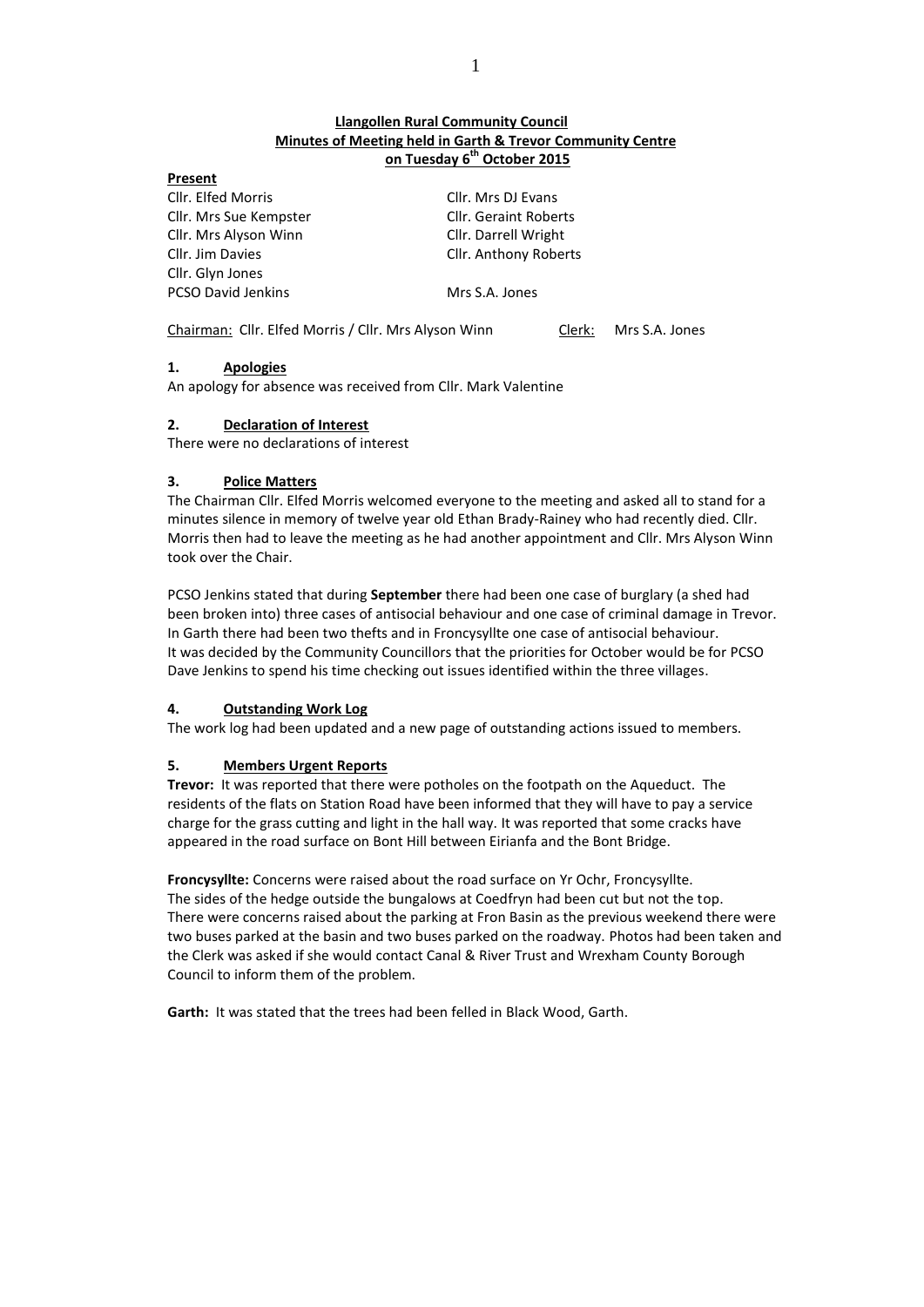**Llangollen Rural Community Council**
**Minutes of Meeting held in Garth & Trevor Community Centre**
**on Tuesday 6th October 2015**

**Present**

| | |
|---|---|
| Cllr. Elfed Morris | Cllr. Mrs DJ Evans |
| Cllr. Mrs Sue Kempster | Cllr. Geraint Roberts |
| Cllr. Mrs Alyson Winn | Cllr. Darrell Wright |
| Cllr. Jim Davies | Cllr. Anthony Roberts |
| Cllr. Glyn Jones | |
| PCSO David Jenkins | Mrs S.A. Jones |

Chairman: Cllr. Elfed Morris / Cllr. Mrs Alyson Winn    Clerk: Mrs S.A. Jones

## 1. Apologies

An apology for absence was received from Cllr. Mark Valentine

## 2. Declaration of Interest

There were no declarations of interest

## 3. Police Matters

The Chairman Cllr. Elfed Morris welcomed everyone to the meeting and asked all to stand for a minutes silence in memory of twelve year old Ethan Brady-Rainey who had recently died. Cllr. Morris then had to leave the meeting as he had another appointment and Cllr. Mrs Alyson Winn took over the Chair.

PCSO Jenkins stated that during **September** there had been one case of burglary (a shed had been broken into) three cases of antisocial behaviour and one case of criminal damage in Trevor. In Garth there had been two thefts and in Froncysyllte one case of antisocial behaviour. It was decided by the Community Councillors that the priorities for October would be for PCSO Dave Jenkins to spend his time checking out issues identified within the three villages.

## 4. Outstanding Work Log

The work log had been updated and a new page of outstanding actions issued to members.

## 5. Members Urgent Reports

**Trevor:** It was reported that there were potholes on the footpath on the Aqueduct. The residents of the flats on Station Road have been informed that they will have to pay a service charge for the grass cutting and light in the hall way. It was reported that some cracks have appeared in the road surface on Bont Hill between Eirianfa and the Bont Bridge.

**Froncysyllte:** Concerns were raised about the road surface on Yr Ochr, Froncysyllte. The sides of the hedge outside the bungalows at Coedfryn had been cut but not the top. There were concerns raised about the parking at Fron Basin as the previous weekend there were two buses parked at the basin and two buses parked on the roadway. Photos had been taken and the Clerk was asked if she would contact Canal & River Trust and Wrexham County Borough Council to inform them of the problem.

**Garth:** It was stated that the trees had been felled in Black Wood, Garth.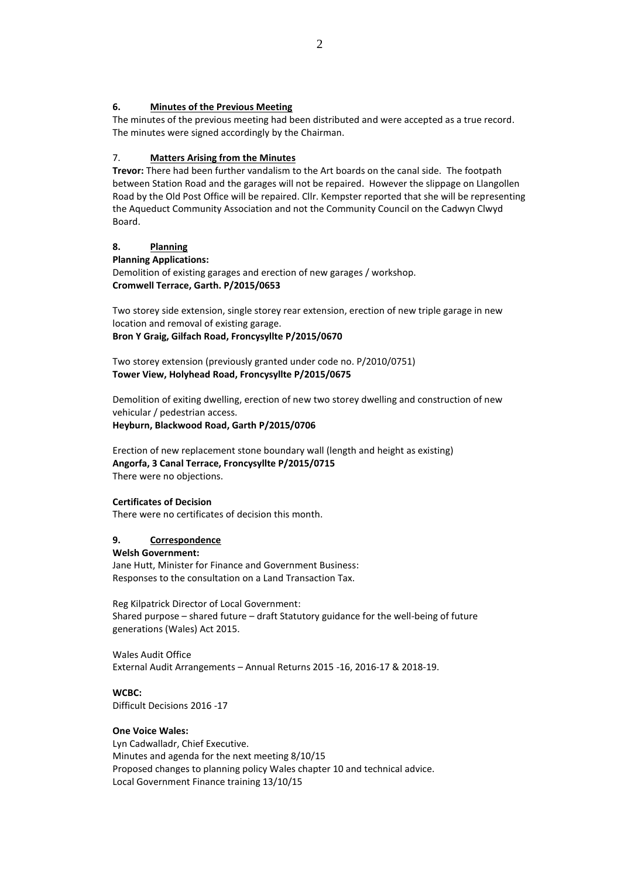### 6. Minutes of the Previous Meeting

The minutes of the previous meeting had been distributed and were accepted as a true record. The minutes were signed accordingly by the Chairman.

### 7. Matters Arising from the Minutes

**Trevor:** There had been further vandalism to the Art boards on the canal side. The footpath between Station Road and the garages will not be repaired. However the slippage on Llangollen Road by the Old Post Office will be repaired. Cllr. Kempster reported that she will be representing the Aqueduct Community Association and not the Community Council on the Cadwyn Clwyd Board.

### 8. Planning

**Planning Applications:**

Demolition of existing garages and erection of new garages / workshop.
**Cromwell Terrace, Garth. P/2015/0653**

Two storey side extension, single storey rear extension, erection of new triple garage in new location and removal of existing garage.
**Bron Y Graig, Gilfach Road, Froncysyllte P/2015/0670**

Two storey extension (previously granted under code no. P/2010/0751)
**Tower View, Holyhead Road, Froncysyllte P/2015/0675**

Demolition of exiting dwelling, erection of new two storey dwelling and construction of new vehicular / pedestrian access.
**Heyburn, Blackwood Road, Garth P/2015/0706**

Erection of new replacement stone boundary wall (length and height as existing)
**Angorfa, 3 Canal Terrace, Froncysyllte P/2015/0715**
There were no objections.

**Certificates of Decision**

There were no certificates of decision this month.

### 9. Correspondence

**Welsh Government:**

Jane Hutt, Minister for Finance and Government Business:
Responses to the consultation on a Land Transaction Tax.

Reg Kilpatrick Director of Local Government:
Shared purpose – shared future – draft Statutory guidance for the well-being of future generations (Wales) Act 2015.

Wales Audit Office
External Audit Arrangements – Annual Returns 2015 -16, 2016-17 & 2018-19.

**WCBC:**

Difficult Decisions 2016 -17

**One Voice Wales:**

Lyn Cadwalladr, Chief Executive.
Minutes and agenda for the next meeting 8/10/15
Proposed changes to planning policy Wales chapter 10 and technical advice.
Local Government Finance training 13/10/15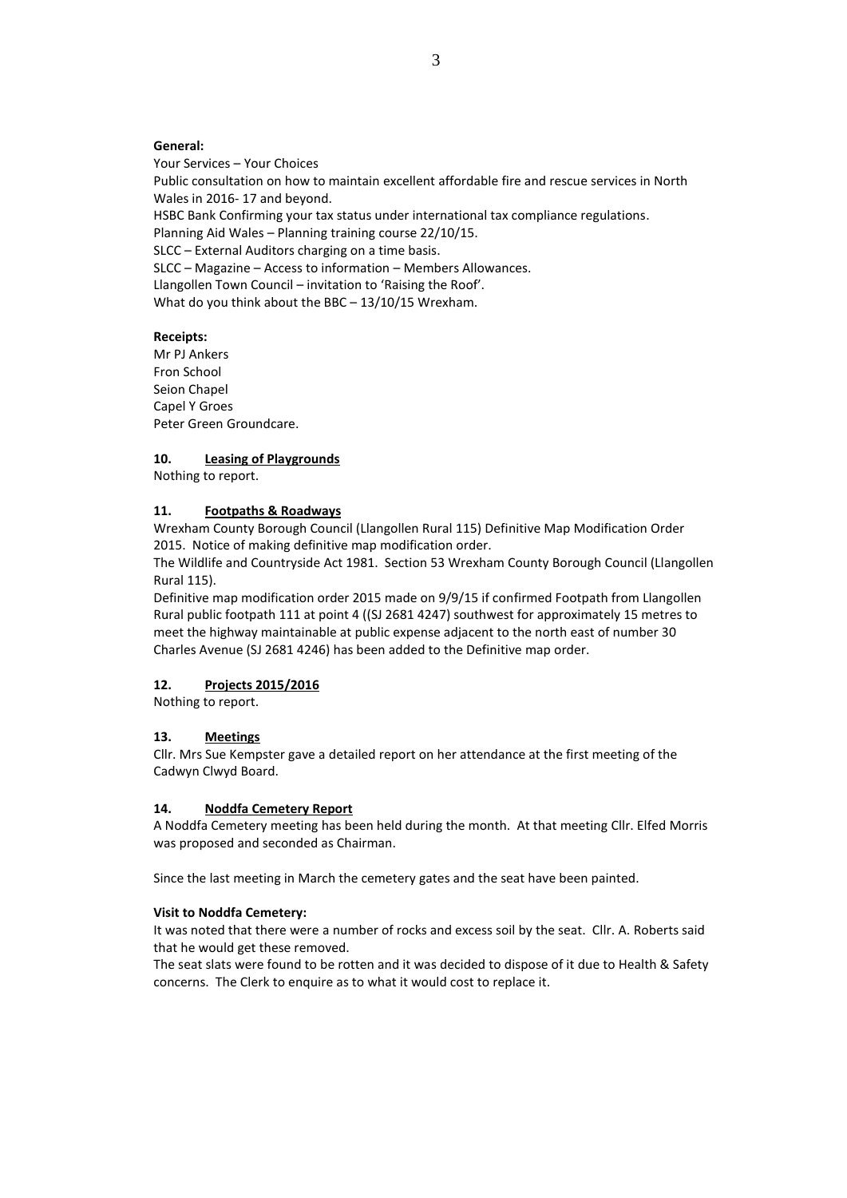**General:**

Your Services – Your Choices
Public consultation on how to maintain excellent affordable fire and rescue services in North Wales in 2016- 17 and beyond.
HSBC Bank Confirming your tax status under international tax compliance regulations.
Planning Aid Wales – Planning training course 22/10/15.
SLCC – External Auditors charging on a time basis.
SLCC – Magazine – Access to information – Members Allowances.
Llangollen Town Council – invitation to 'Raising the Roof'.
What do you think about the BBC – 13/10/15 Wrexham.

**Receipts:**

Mr PJ Ankers
Fron School
Seion Chapel
Capel Y Groes
Peter Green Groundcare.

**10. Leasing of Playgrounds**

Nothing to report.

**11. Footpaths & Roadways**

Wrexham County Borough Council (Llangollen Rural 115) Definitive Map Modification Order 2015. Notice of making definitive map modification order.
The Wildlife and Countryside Act 1981. Section 53 Wrexham County Borough Council (Llangollen Rural 115).
Definitive map modification order 2015 made on 9/9/15 if confirmed Footpath from Llangollen Rural public footpath 111 at point 4 ((SJ 2681 4247) southwest for approximately 15 metres to meet the highway maintainable at public expense adjacent to the north east of number 30 Charles Avenue (SJ 2681 4246) has been added to the Definitive map order.

**12. Projects 2015/2016**

Nothing to report.

**13. Meetings**

Cllr. Mrs Sue Kempster gave a detailed report on her attendance at the first meeting of the Cadwyn Clwyd Board.

**14. Noddfa Cemetery Report**

A Noddfa Cemetery meeting has been held during the month. At that meeting Cllr. Elfed Morris was proposed and seconded as Chairman.

Since the last meeting in March the cemetery gates and the seat have been painted.

**Visit to Noddfa Cemetery:**

It was noted that there were a number of rocks and excess soil by the seat. Cllr. A. Roberts said that he would get these removed.
The seat slats were found to be rotten and it was decided to dispose of it due to Health & Safety concerns. The Clerk to enquire as to what it would cost to replace it.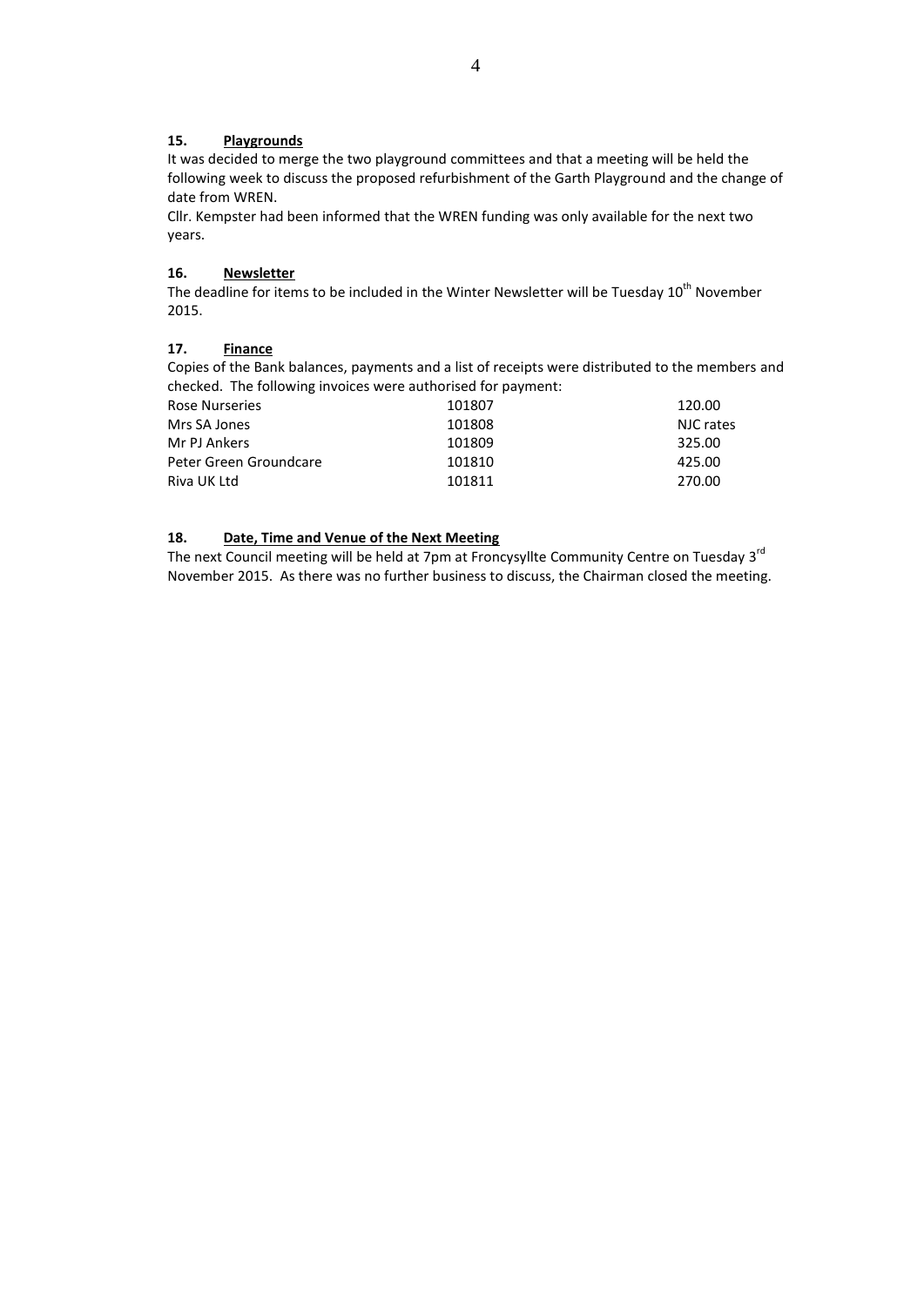**15. Playgrounds**

It was decided to merge the two playground committees and that a meeting will be held the following week to discuss the proposed refurbishment of the Garth Playground and the change of date from WREN.

Cllr. Kempster had been informed that the WREN funding was only available for the next two years.

**16. Newsletter**

The deadline for items to be included in the Winter Newsletter will be Tuesday 10th November 2015.

**17. Finance**

Copies of the Bank balances, payments and a list of receipts were distributed to the members and checked. The following invoices were authorised for payment:

| | | |
|---|---|---|
| Rose Nurseries | 101807 | 120.00 |
| Mrs SA Jones | 101808 | NJC rates |
| Mr PJ Ankers | 101809 | 325.00 |
| Peter Green Groundcare | 101810 | 425.00 |
| Riva UK Ltd | 101811 | 270.00 |

**18. Date, Time and Venue of the Next Meeting**

The next Council meeting will be held at 7pm at Froncysyllte Community Centre on Tuesday 3rd November 2015. As there was no further business to discuss, the Chairman closed the meeting.